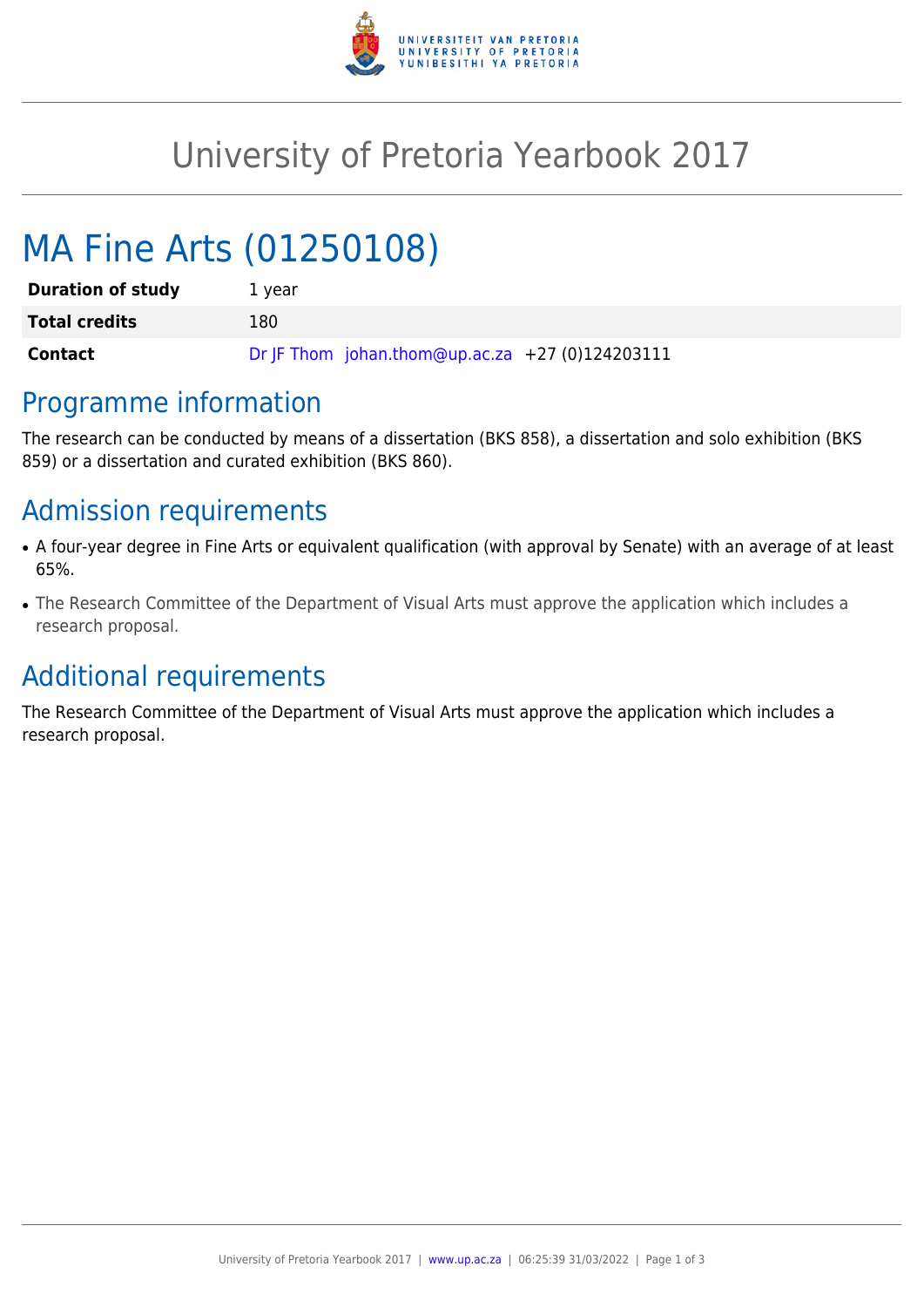# University of Pretoria Yearbook 2017

# MA Fine Arts (01250108)

| | |
|---|---|
| **Duration of study** | 1 year |
| **Total credits** | 180 |
| **Contact** | Dr JF Thom johan.thom@up.ac.za +27 (0)124203111 |

## Programme information

The research can be conducted by means of a dissertation (BKS 858), a dissertation and solo exhibition (BKS 859) or a dissertation and curated exhibition (BKS 860).

## Admission requirements

- A four-year degree in Fine Arts or equivalent qualification (with approval by Senate) with an average of at least 65%.
- The Research Committee of the Department of Visual Arts must approve the application which includes a research proposal.

## Additional requirements

The Research Committee of the Department of Visual Arts must approve the application which includes a research proposal.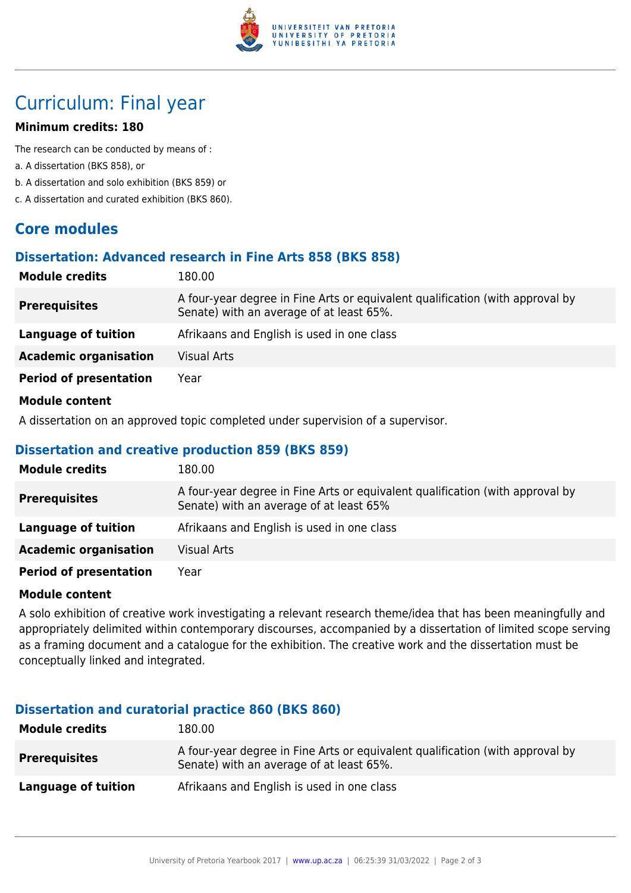# Curriculum: Final year

**Minimum credits: 180**

The research can be conducted by means of :

a. A dissertation (BKS 858), or

b. A dissertation and solo exhibition (BKS 859) or

c. A dissertation and curated exhibition (BKS 860).

## Core modules

### Dissertation: Advanced research in Fine Arts 858 (BKS 858)

| | |
|---|---|
| **Module credits** | 180.00 |
| **Prerequisites** | A four-year degree in Fine Arts or equivalent qualification (with approval by Senate) with an average of at least 65%. |
| **Language of tuition** | Afrikaans and English is used in one class |
| **Academic organisation** | Visual Arts |
| **Period of presentation** | Year |

**Module content**

A dissertation on an approved topic completed under supervision of a supervisor.

### Dissertation and creative production 859 (BKS 859)

| | |
|---|---|
| **Module credits** | 180.00 |
| **Prerequisites** | A four-year degree in Fine Arts or equivalent qualification (with approval by Senate) with an average of at least 65% |
| **Language of tuition** | Afrikaans and English is used in one class |
| **Academic organisation** | Visual Arts |
| **Period of presentation** | Year |

**Module content**

A solo exhibition of creative work investigating a relevant research theme/idea that has been meaningfully and appropriately delimited within contemporary discourses, accompanied by a dissertation of limited scope serving as a framing document and a catalogue for the exhibition. The creative work and the dissertation must be conceptually linked and integrated.

### Dissertation and curatorial practice 860 (BKS 860)

| | |
|---|---|
| **Module credits** | 180.00 |
| **Prerequisites** | A four-year degree in Fine Arts or equivalent qualification (with approval by Senate) with an average of at least 65%. |
| **Language of tuition** | Afrikaans and English is used in one class |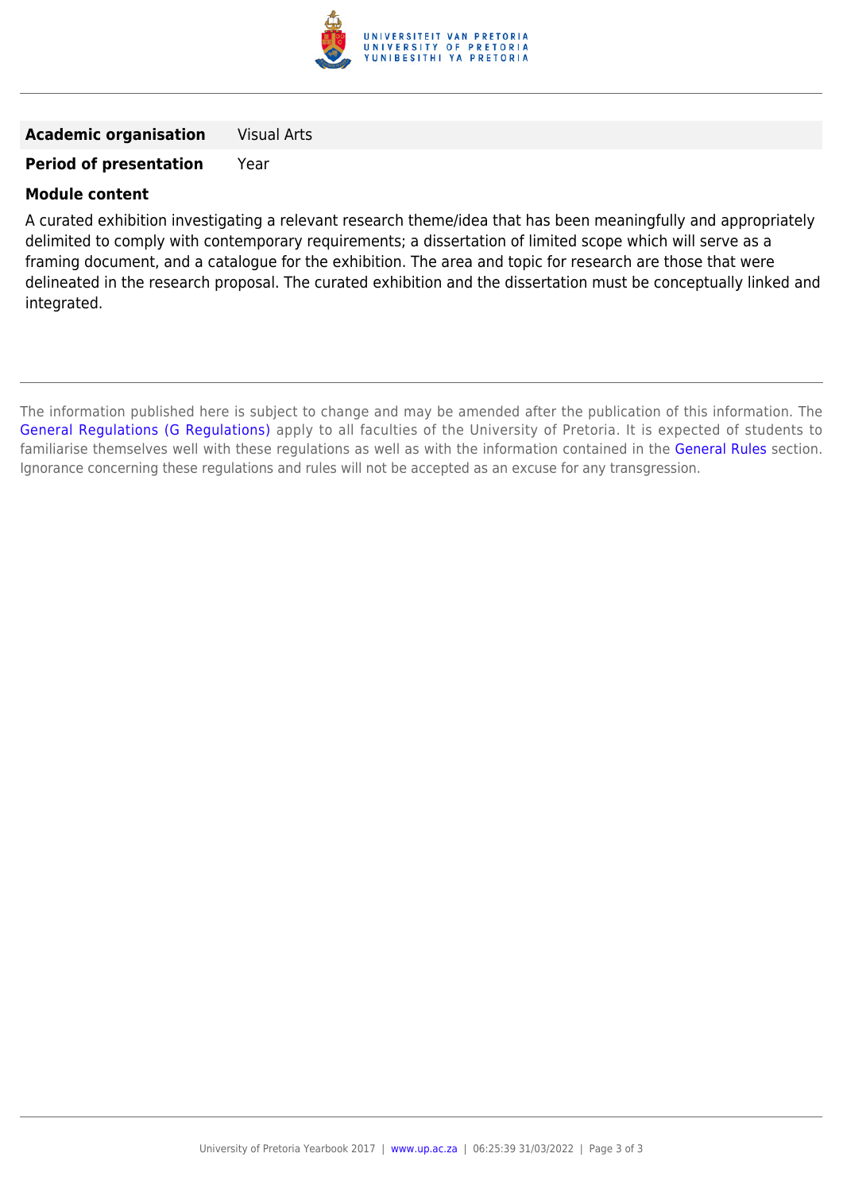| | |
|---|---|
| **Academic organisation** | Visual Arts |
| **Period of presentation** | Year |

**Module content**

A curated exhibition investigating a relevant research theme/idea that has been meaningfully and appropriately delimited to comply with contemporary requirements; a dissertation of limited scope which will serve as a framing document, and a catalogue for the exhibition. The area and topic for research are those that were delineated in the research proposal. The curated exhibition and the dissertation must be conceptually linked and integrated.

The information published here is subject to change and may be amended after the publication of this information. The General Regulations (G Regulations) apply to all faculties of the University of Pretoria. It is expected of students to familiarise themselves well with these regulations as well as with the information contained in the General Rules section. Ignorance concerning these regulations and rules will not be accepted as an excuse for any transgression.